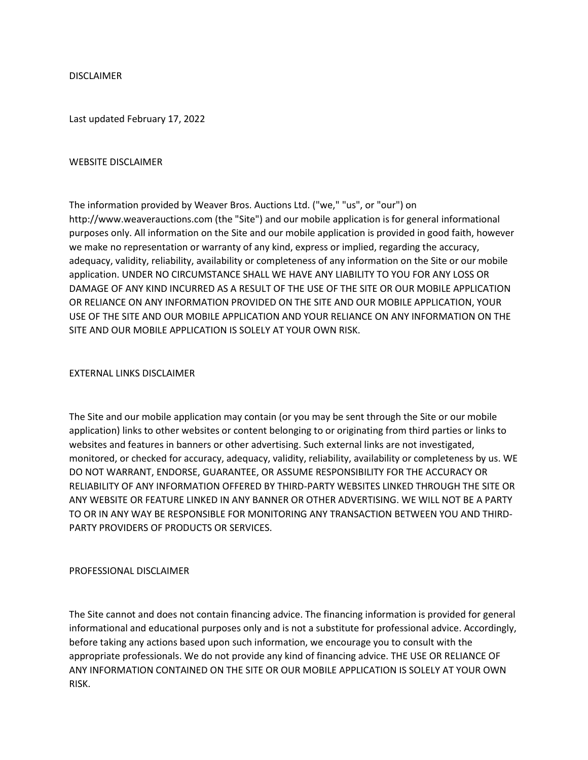# DISCLAIMER

Last updated February 17, 2022

## WEBSITE DISCLAIMER

The information provided by Weaver Bros. Auctions Ltd. ("we," "us", or "our") on http://www.weaverauctions.com (the "Site") and our mobile application is for general informational purposes only. All information on the Site and our mobile application is provided in good faith, however we make no representation or warranty of any kind, express or implied, regarding the accuracy, adequacy, validity, reliability, availability or completeness of any information on the Site or our mobile application. UNDER NO CIRCUMSTANCE SHALL WE HAVE ANY LIABILITY TO YOU FOR ANY LOSS OR DAMAGE OF ANY KIND INCURRED AS A RESULT OF THE USE OF THE SITE OR OUR MOBILE APPLICATION OR RELIANCE ON ANY INFORMATION PROVIDED ON THE SITE AND OUR MOBILE APPLICATION, YOUR USE OF THE SITE AND OUR MOBILE APPLICATION AND YOUR RELIANCE ON ANY INFORMATION ON THE SITE AND OUR MOBILE APPLICATION IS SOLELY AT YOUR OWN RISK.

## EXTERNAL LINKS DISCLAIMER

The Site and our mobile application may contain (or you may be sent through the Site or our mobile application) links to other websites or content belonging to or originating from third parties or links to websites and features in banners or other advertising. Such external links are not investigated, monitored, or checked for accuracy, adequacy, validity, reliability, availability or completeness by us. WE DO NOT WARRANT, ENDORSE, GUARANTEE, OR ASSUME RESPONSIBILITY FOR THE ACCURACY OR RELIABILITY OF ANY INFORMATION OFFERED BY THIRD-PARTY WEBSITES LINKED THROUGH THE SITE OR ANY WEBSITE OR FEATURE LINKED IN ANY BANNER OR OTHER ADVERTISING. WE WILL NOT BE A PARTY TO OR IN ANY WAY BE RESPONSIBLE FOR MONITORING ANY TRANSACTION BETWEEN YOU AND THIRD-PARTY PROVIDERS OF PRODUCTS OR SERVICES.

## PROFESSIONAL DISCLAIMER

The Site cannot and does not contain financing advice. The financing information is provided for general informational and educational purposes only and is not a substitute for professional advice. Accordingly, before taking any actions based upon such information, we encourage you to consult with the appropriate professionals. We do not provide any kind of financing advice. THE USE OR RELIANCE OF ANY INFORMATION CONTAINED ON THE SITE OR OUR MOBILE APPLICATION IS SOLELY AT YOUR OWN RISK.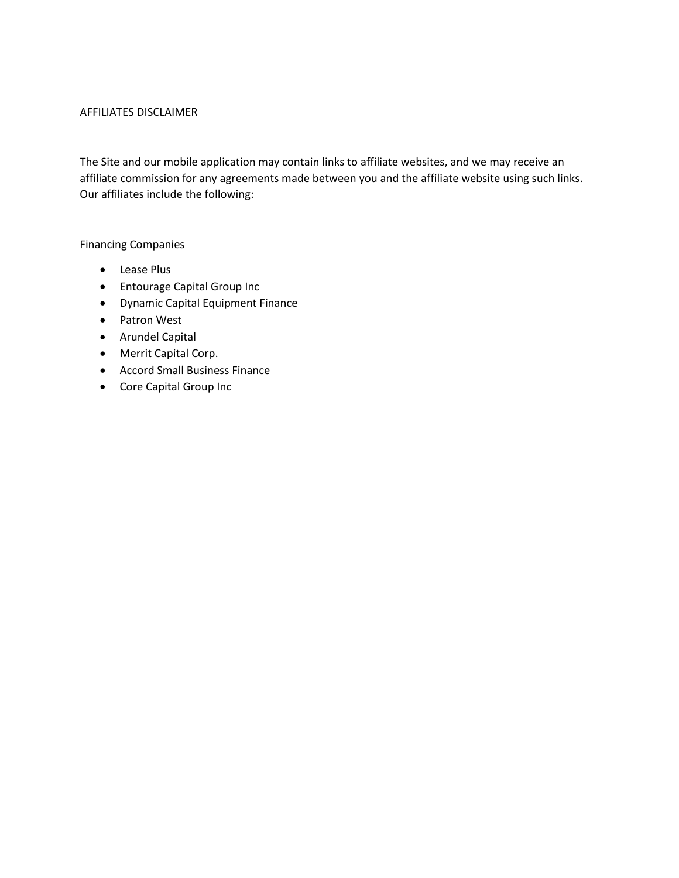# AFFILIATES DISCLAIMER

The Site and our mobile application may contain links to affiliate websites, and we may receive an affiliate commission for any agreements made between you and the affiliate website using such links. Our affiliates include the following:

Financing Companies

- Lease Plus
- Entourage Capital Group Inc
- Dynamic Capital Equipment Finance
- Patron West
- Arundel Capital
- Merrit Capital Corp.
- Accord Small Business Finance
- Core Capital Group Inc